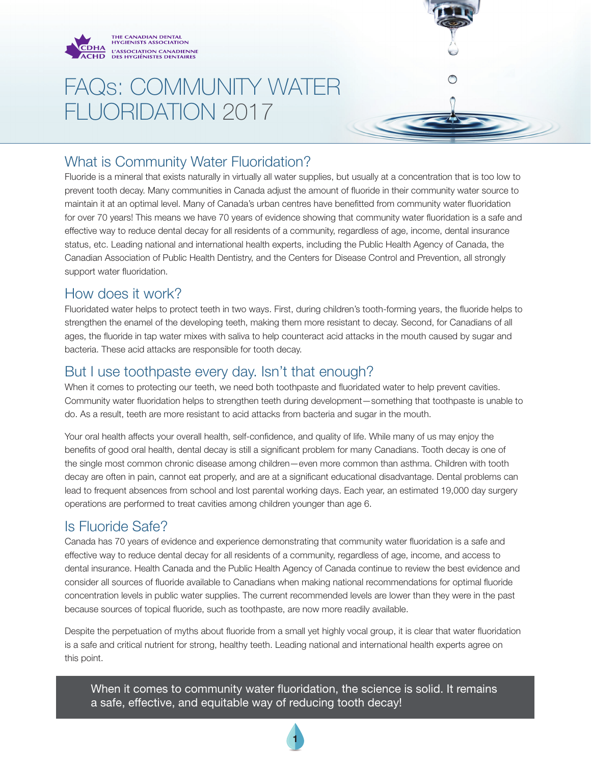THE CANADIAN DENTAL HYGIENISTS ASSOCIATION
L'ASSOCIATION CANADIENNE DES HYGIÉNISTES DENTAIRES

# FAQs: COMMUNITY WATER FLUORIDATION 2017

## What is Community Water Fluoridation?

Fluoride is a mineral that exists naturally in virtually all water supplies, but usually at a concentration that is too low to prevent tooth decay. Many communities in Canada adjust the amount of fluoride in their community water source to maintain it at an optimal level. Many of Canada's urban centres have benefitted from community water fluoridation for over 70 years! This means we have 70 years of evidence showing that community water fluoridation is a safe and effective way to reduce dental decay for all residents of a community, regardless of age, income, dental insurance status, etc. Leading national and international health experts, including the Public Health Agency of Canada, the Canadian Association of Public Health Dentistry, and the Centers for Disease Control and Prevention, all strongly support water fluoridation.

## How does it work?

Fluoridated water helps to protect teeth in two ways. First, during children's tooth-forming years, the fluoride helps to strengthen the enamel of the developing teeth, making them more resistant to decay. Second, for Canadians of all ages, the fluoride in tap water mixes with saliva to help counteract acid attacks in the mouth caused by sugar and bacteria. These acid attacks are responsible for tooth decay.

## But I use toothpaste every day. Isn't that enough?

When it comes to protecting our teeth, we need both toothpaste and fluoridated water to help prevent cavities. Community water fluoridation helps to strengthen teeth during development—something that toothpaste is unable to do. As a result, teeth are more resistant to acid attacks from bacteria and sugar in the mouth.

Your oral health affects your overall health, self-confidence, and quality of life. While many of us may enjoy the benefits of good oral health, dental decay is still a significant problem for many Canadians. Tooth decay is one of the single most common chronic disease among children—even more common than asthma. Children with tooth decay are often in pain, cannot eat properly, and are at a significant educational disadvantage. Dental problems can lead to frequent absences from school and lost parental working days. Each year, an estimated 19,000 day surgery operations are performed to treat cavities among children younger than age 6.

## Is Fluoride Safe?

Canada has 70 years of evidence and experience demonstrating that community water fluoridation is a safe and effective way to reduce dental decay for all residents of a community, regardless of age, income, and access to dental insurance. Health Canada and the Public Health Agency of Canada continue to review the best evidence and consider all sources of fluoride available to Canadians when making national recommendations for optimal fluoride concentration levels in public water supplies. The current recommended levels are lower than they were in the past because sources of topical fluoride, such as toothpaste, are now more readily available.

Despite the perpetuation of myths about fluoride from a small yet highly vocal group, it is clear that water fluoridation is a safe and critical nutrient for strong, healthy teeth. Leading national and international health experts agree on this point.

> When it comes to community water fluoridation, the science is solid. It remains a safe, effective, and equitable way of reducing tooth decay!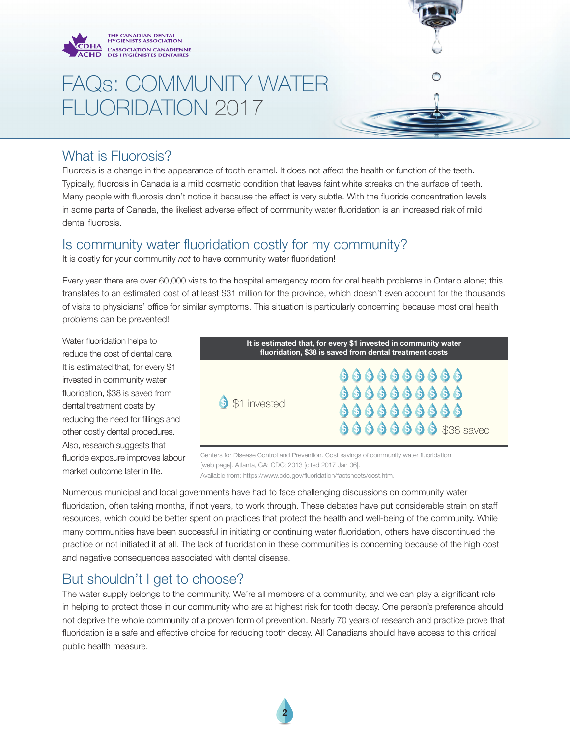# FAQs: COMMUNITY WATER FLUORIDATION 2017

## What is Fluorosis?

Fluorosis is a change in the appearance of tooth enamel. It does not affect the health or function of the teeth. Typically, fluorosis in Canada is a mild cosmetic condition that leaves faint white streaks on the surface of teeth. Many people with fluorosis don't notice it because the effect is very subtle. With the fluoride concentration levels in some parts of Canada, the likeliest adverse effect of community water fluoridation is an increased risk of mild dental fluorosis.

## Is community water fluoridation costly for my community?

It is costly for your community *not* to have community water fluoridation!

Every year there are over 60,000 visits to the hospital emergency room for oral health problems in Ontario alone; this translates to an estimated cost of at least $31 million for the province, which doesn't even account for the thousands of visits to physicians' office for similar symptoms. This situation is particularly concerning because most oral health problems can be prevented!

Water fluoridation helps to reduce the cost of dental care. It is estimated that, for every $1 invested in community water fluoridation, $38 is saved from dental treatment costs by reducing the need for fillings and other costly dental procedures. Also, research suggests that fluoride exposure improves labour market outcome later in life.

**It is estimated that, for every $1 invested in community water fluoridation, $38 is saved from dental treatment costs**

$1 invested

$38 saved

Centers for Disease Control and Prevention. Cost savings of community water fluoridation [web page]. Atlanta, GA: CDC; 2013 [cited 2017 Jan 06]. Available from: https://www.cdc.gov/fluoridation/factsheets/cost.htm.

Numerous municipal and local governments have had to face challenging discussions on community water fluoridation, often taking months, if not years, to work through. These debates have put considerable strain on staff resources, which could be better spent on practices that protect the health and well-being of the community. While many communities have been successful in initiating or continuing water fluoridation, others have discontinued the practice or not initiated it at all. The lack of fluoridation in these communities is concerning because of the high cost and negative consequences associated with dental disease.

## But shouldn't I get to choose?

The water supply belongs to the community. We're all members of a community, and we can play a significant role in helping to protect those in our community who are at highest risk for tooth decay. One person's preference should not deprive the whole community of a proven form of prevention. Nearly 70 years of research and practice prove that fluoridation is a safe and effective choice for reducing tooth decay. All Canadians should have access to this critical public health measure.